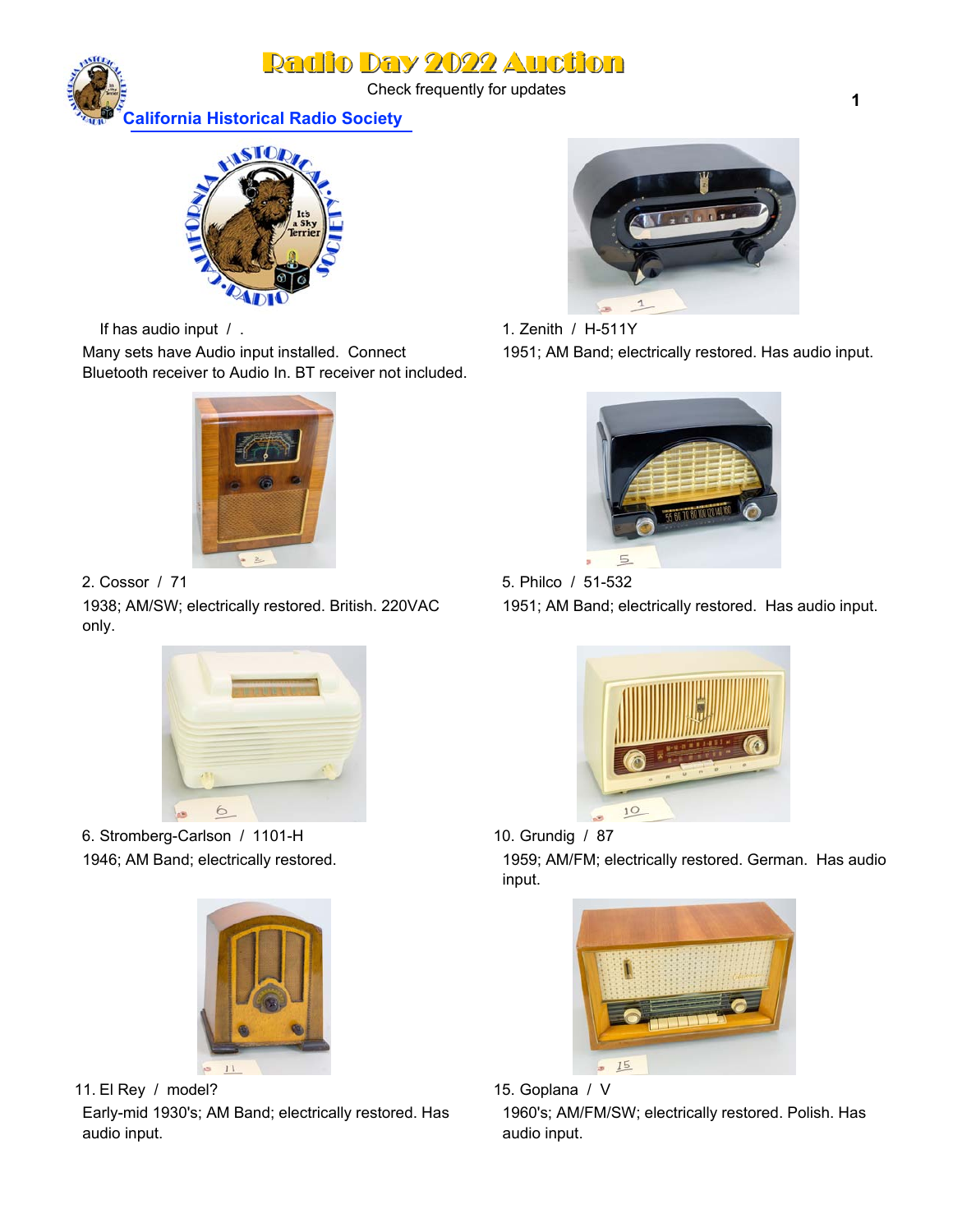# Radio Day 2022 Auction

Check frequently for updates

California Historical Radio Society

If has audio input / .

Many sets have Audio input installed. Connect Bluetooth receiver to Audio In. BT receiver not included.

1. Zenith / H-511Y

1951; AM Band; electrically restored. Has audio input.

2. Cossor / 71

1938; AM/SW; electrically restored. British. 220VAC only.

5. Philco / 51-532

1951; AM Band; electrically restored. Has audio input.

6. Stromberg-Carlson / 1101-H

1946; AM Band; electrically restored.

10. Grundig / 87

1959; AM/FM; electrically restored. German. Has audio input.

11. El Rey / model?

Early-mid 1930's; AM Band; electrically restored. Has audio input.

15. Goplana / V

1960's; AM/FM/SW; electrically restored. Polish. Has audio input.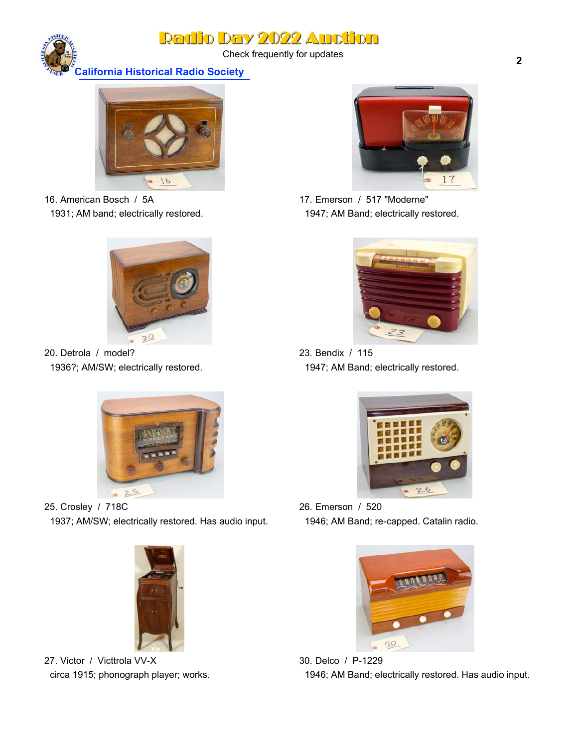16. American Bosch / 5A
1931; AM band; electrically restored.

17. Emerson / 517 "Moderne"
1947; AM Band; electrically restored.

20. Detrola / model?
1936?; AM/SW; electrically restored.

23. Bendix / 115
1947; AM Band; electrically restored.

25. Crosley / 718C
1937; AM/SW; electrically restored. Has audio input.

26. Emerson / 520
1946; AM Band; re-capped. Catalin radio.

27. Victor / Victtrola VV-X
circa 1915; phonograph player; works.

30. Delco / P-1229
1946; AM Band; electrically restored. Has audio input.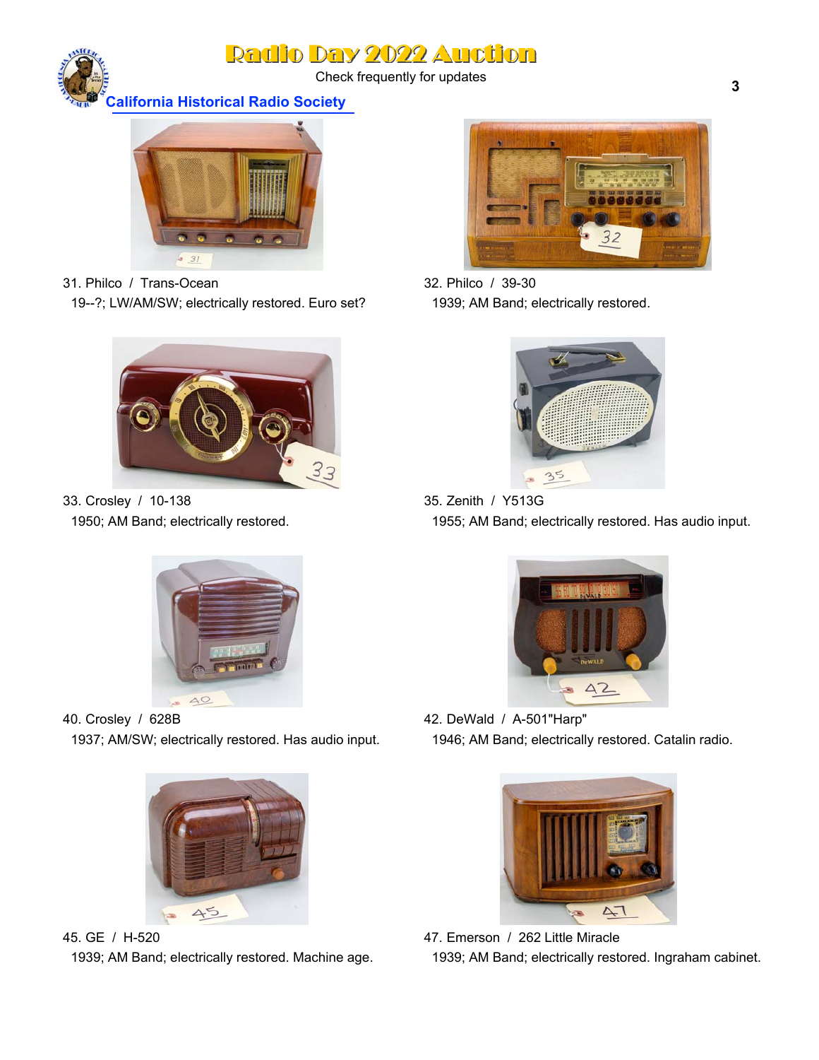# Radio Day 2022 Auction

Check frequently for updates

California Historical Radio Society

31. Philco / Trans-Ocean
 19--?; LW/AM/SW; electrically restored. Euro set?

32. Philco / 39-30
 1939; AM Band; electrically restored.

33. Crosley / 10-138
 1950; AM Band; electrically restored.

35. Zenith / Y513G
 1955; AM Band; electrically restored. Has audio input.

40. Crosley / 628B
 1937; AM/SW; electrically restored. Has audio input.

42. DeWald / A-501"Harp"
 1946; AM Band; electrically restored. Catalin radio.

45. GE / H-520
 1939; AM Band; electrically restored. Machine age.

47. Emerson / 262 Little Miracle
 1939; AM Band; electrically restored. Ingraham cabinet.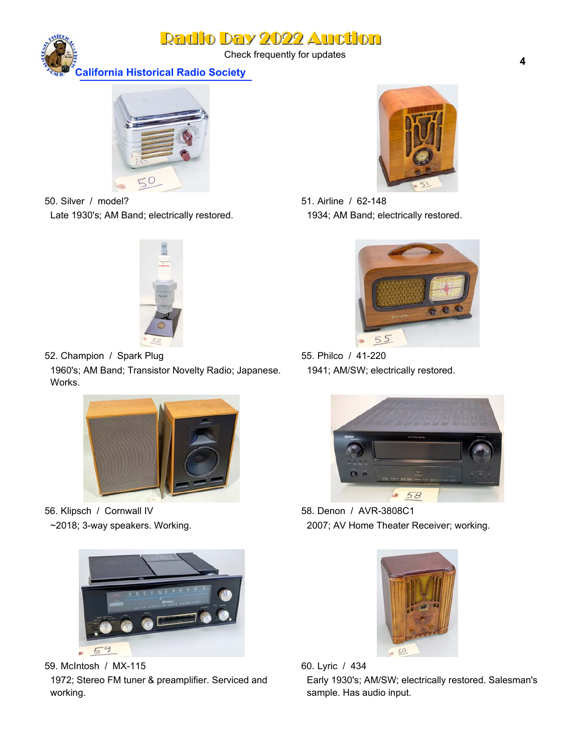50. Silver / model?

Late 1930's; AM Band; electrically restored.

51. Airline / 62-148

1934; AM Band; electrically restored.

52. Champion / Spark Plug

1960's; AM Band; Transistor Novelty Radio; Japanese. Works.

55. Philco / 41-220

1941; AM/SW; electrically restored.

56. Klipsch / Cornwall IV

~2018; 3-way speakers. Working.

58. Denon / AVR-3808C1

2007; AV Home Theater Receiver; working.

59. McIntosh / MX-115

1972; Stereo FM tuner & preamplifier. Serviced and working.

60. Lyric / 434

Early 1930's; AM/SW; electrically restored. Salesman's sample. Has audio input.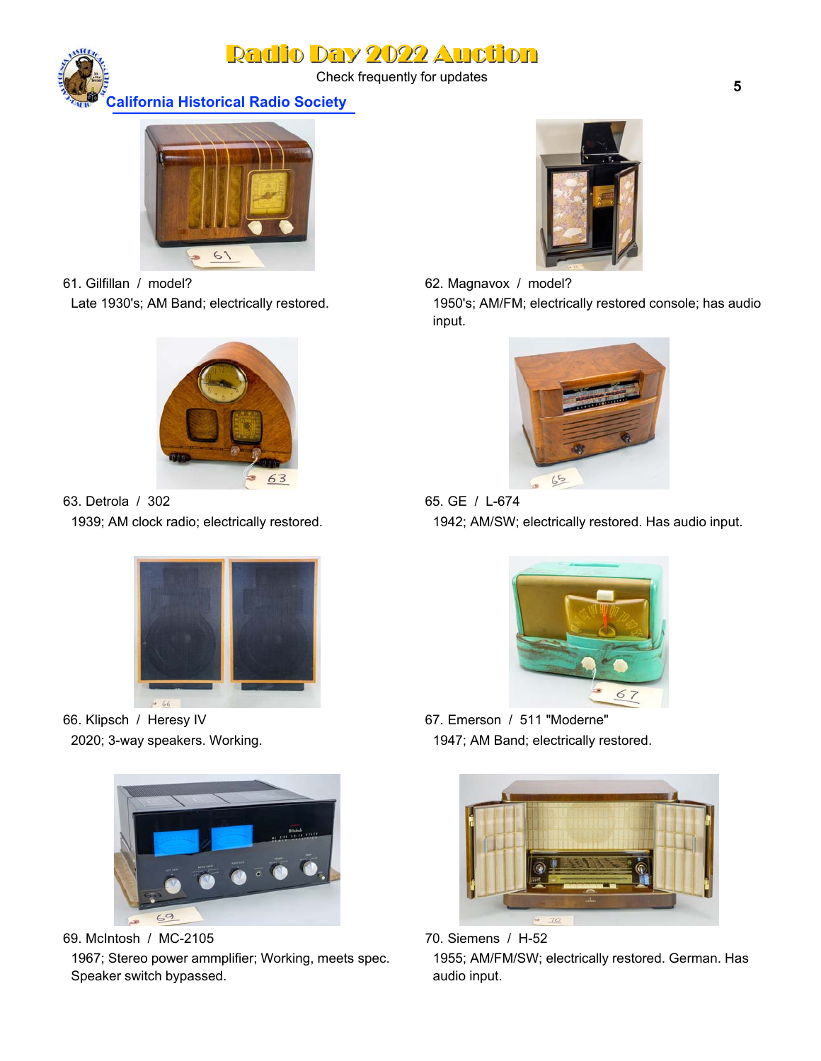# Radio Day 2022 Auction

Check frequently for updates

California Historical Radio Society

61. Gilfillan / model?
Late 1930's; AM Band; electrically restored.

62. Magnavox / model?
1950's; AM/FM; electrically restored console; has audio input.

63. Detrola / 302
1939; AM clock radio; electrically restored.

65. GE / L-674
1942; AM/SW; electrically restored. Has audio input.

66. Klipsch / Heresy IV
2020; 3-way speakers. Working.

67. Emerson / 511 "Moderne"
1947; AM Band; electrically restored.

69. McIntosh / MC-2105
1967; Stereo power ammplifier; Working, meets spec. Speaker switch bypassed.

70. Siemens / H-52
1955; AM/FM/SW; electrically restored. German. Has audio input.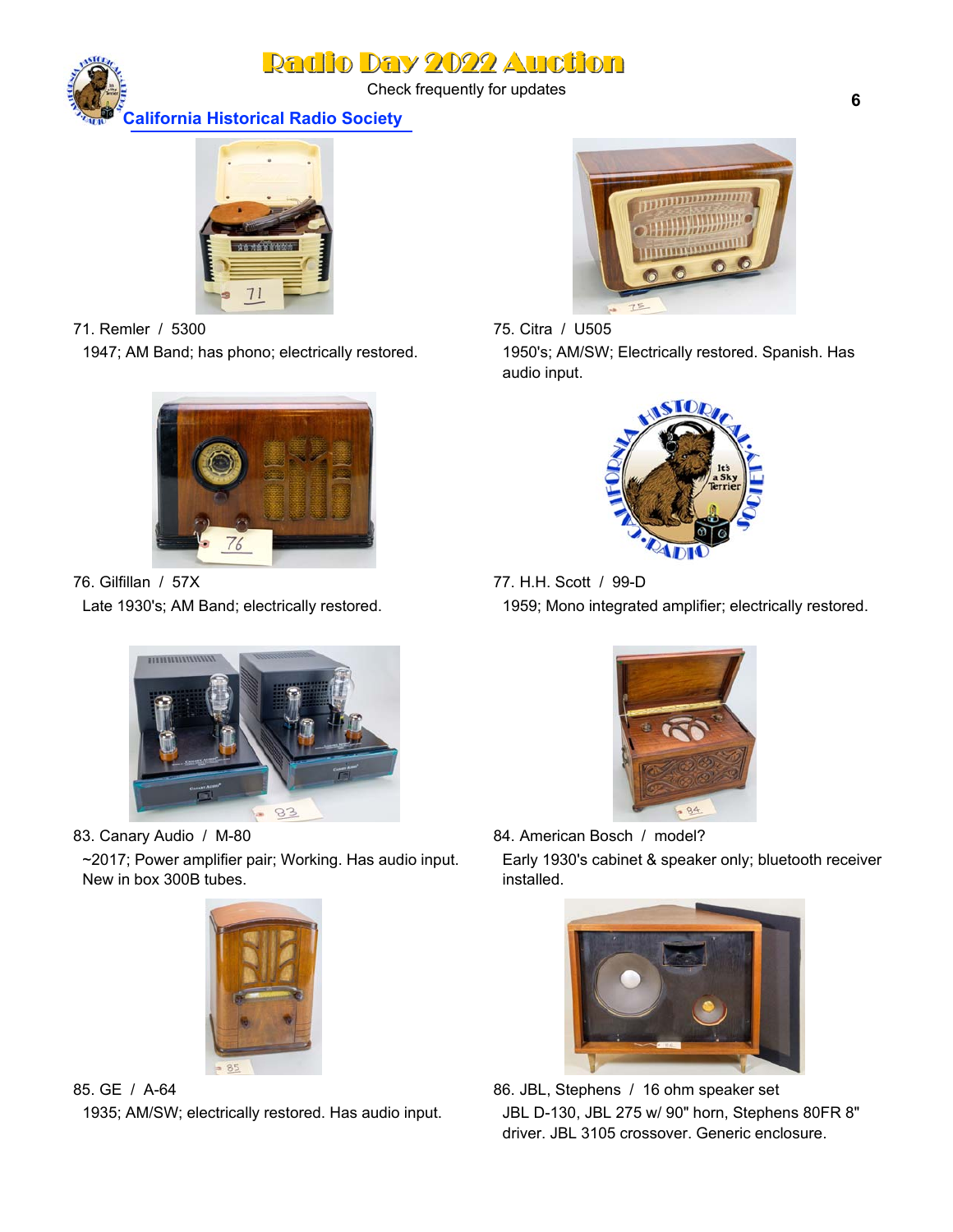# Radio Day 2022 Auction

Check frequently for updates

California Historical Radio Society

71. Remler / 5300
1947; AM Band; has phono; electrically restored.

75. Citra / U505
1950's; AM/SW; Electrically restored. Spanish. Has audio input.

76. Gilfillan / 57X
Late 1930's; AM Band; electrically restored.

77. H.H. Scott / 99-D
1959; Mono integrated amplifier; electrically restored.

83. Canary Audio / M-80
~2017; Power amplifier pair; Working. Has audio input. New in box 300B tubes.

84. American Bosch / model?
Early 1930's cabinet & speaker only; bluetooth receiver installed.

85. GE / A-64
1935; AM/SW; electrically restored. Has audio input.

86. JBL, Stephens / 16 ohm speaker set
JBL D-130, JBL 275 w/ 90" horn, Stephens 80FR 8" driver. JBL 3105 crossover. Generic enclosure.